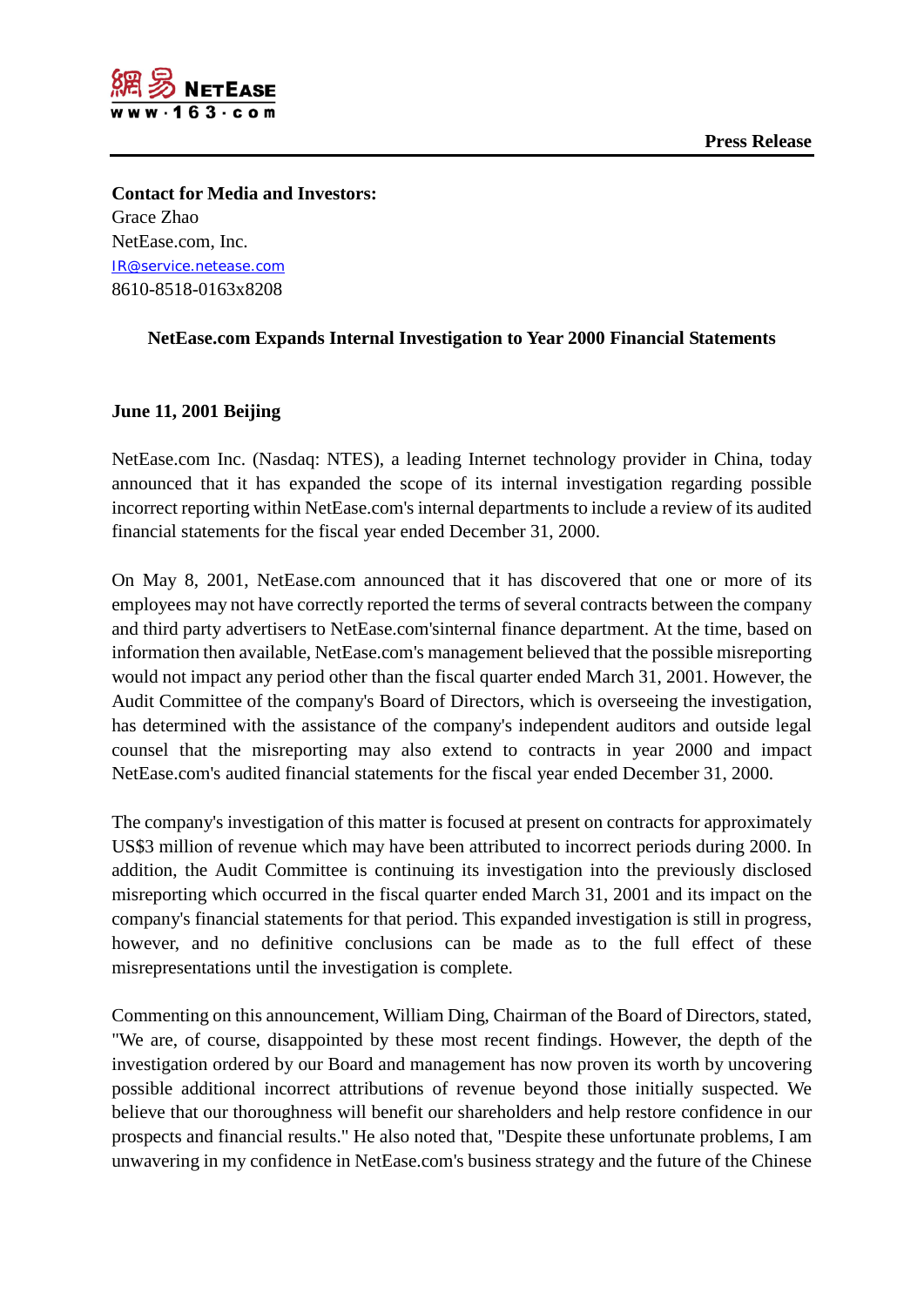**Press Release**

**Contact for Media and Investors:**
Grace Zhao
NetEase.com, Inc.
IR@service.netease.com
8610-8518-0163x8208

## NetEase.com Expands Internal Investigation to Year 2000 Financial Statements

**June 11, 2001 Beijing**

NetEase.com Inc. (Nasdaq: NTES), a leading Internet technology provider in China, today announced that it has expanded the scope of its internal investigation regarding possible incorrect reporting within NetEase.com's internal departments to include a review of its audited financial statements for the fiscal year ended December 31, 2000.

On May 8, 2001, NetEase.com announced that it has discovered that one or more of its employees may not have correctly reported the terms of several contracts between the company and third party advertisers to NetEase.com'sinternal finance department. At the time, based on information then available, NetEase.com's management believed that the possible misreporting would not impact any period other than the fiscal quarter ended March 31, 2001. However, the Audit Committee of the company's Board of Directors, which is overseeing the investigation, has determined with the assistance of the company's independent auditors and outside legal counsel that the misreporting may also extend to contracts in year 2000 and impact NetEase.com's audited financial statements for the fiscal year ended December 31, 2000.

The company's investigation of this matter is focused at present on contracts for approximately US$3 million of revenue which may have been attributed to incorrect periods during 2000. In addition, the Audit Committee is continuing its investigation into the previously disclosed misreporting which occurred in the fiscal quarter ended March 31, 2001 and its impact on the company's financial statements for that period. This expanded investigation is still in progress, however, and no definitive conclusions can be made as to the full effect of these misrepresentations until the investigation is complete.

Commenting on this announcement, William Ding, Chairman of the Board of Directors, stated, "We are, of course, disappointed by these most recent findings. However, the depth of the investigation ordered by our Board and management has now proven its worth by uncovering possible additional incorrect attributions of revenue beyond those initially suspected. We believe that our thoroughness will benefit our shareholders and help restore confidence in our prospects and financial results." He also noted that, "Despite these unfortunate problems, I am unwavering in my confidence in NetEase.com's business strategy and the future of the Chinese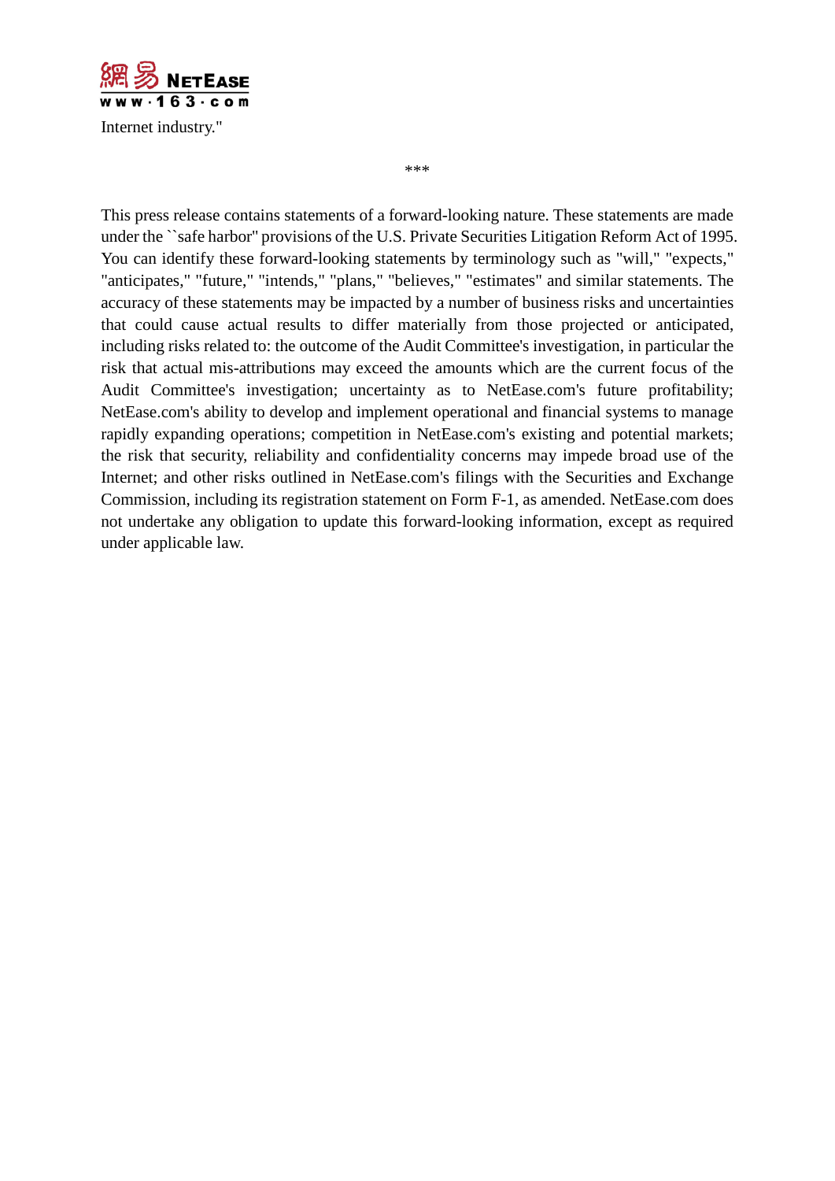Internet industry."

***

This press release contains statements of a forward-looking nature. These statements are made under the ``safe harbor" provisions of the U.S. Private Securities Litigation Reform Act of 1995. You can identify these forward-looking statements by terminology such as "will," "expects," "anticipates," "future," "intends," "plans," "believes," "estimates" and similar statements. The accuracy of these statements may be impacted by a number of business risks and uncertainties that could cause actual results to differ materially from those projected or anticipated, including risks related to: the outcome of the Audit Committee's investigation, in particular the risk that actual mis-attributions may exceed the amounts which are the current focus of the Audit Committee's investigation; uncertainty as to NetEase.com's future profitability; NetEase.com's ability to develop and implement operational and financial systems to manage rapidly expanding operations; competition in NetEase.com's existing and potential markets; the risk that security, reliability and confidentiality concerns may impede broad use of the Internet; and other risks outlined in NetEase.com's filings with the Securities and Exchange Commission, including its registration statement on Form F-1, as amended. NetEase.com does not undertake any obligation to update this forward-looking information, except as required under applicable law.